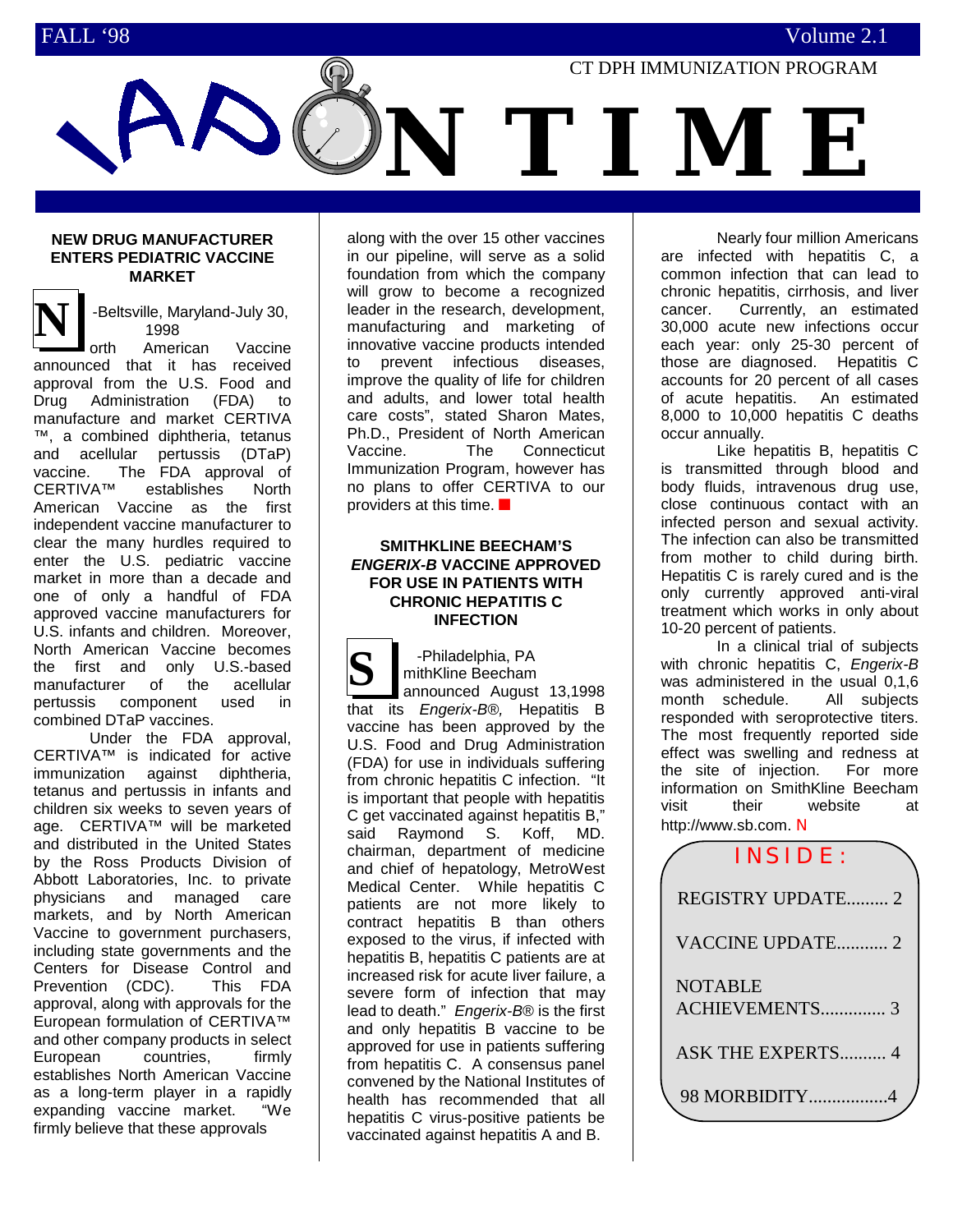FALL '98 Volume 2.1

CT DPH IMMUNIZATION PROGRAM

# VAX ON TIME

## NEW DRUG MANUFACTURER ENTERS PEDIATRIC VACCINE MARKET

North -Beltsville, Maryland-July 30, 1998 American Vaccine announced that it has received approval from the U.S. Food and Drug Administration (FDA) to manufacture and market CERTIVA ™, a combined diphtheria, tetanus and acellular pertussis (DTaP) vaccine. The FDA approval of CERTIVA™ establishes North American Vaccine as the first independent vaccine manufacturer to clear the many hurdles required to enter the U.S. pediatric vaccine market in more than a decade and one of only a handful of FDA approved vaccine manufacturers for U.S. infants and children. Moreover, North American Vaccine becomes the first and only U.S.-based manufacturer of the acellular pertussis component used in combined DTaP vaccines.

Under the FDA approval, CERTIVA™ is indicated for active immunization against diphtheria, tetanus and pertussis in infants and children six weeks to seven years of age. CERTIVA™ will be marketed and distributed in the United States by the Ross Products Division of Abbott Laboratories, Inc. to private physicians and managed care markets, and by North American Vaccine to government purchasers, including state governments and the Centers for Disease Control and Prevention (CDC). This FDA approval, along with approvals for the European formulation of CERTIVA™ and other company products in select European countries, firmly establishes North American Vaccine as a long-term player in a rapidly expanding vaccine market. "We firmly believe that these approvals along with the over 15 other vaccines in our pipeline, will serve as a solid foundation from which the company will grow to become a recognized leader in the research, development, manufacturing and marketing of innovative vaccine products intended to prevent infectious diseases, improve the quality of life for children and adults, and lower total health care costs", stated Sharon Mates, Ph.D., President of North American Vaccine. The Connecticut Immunization Program, however has no plans to offer CERTIVA to our providers at this time. ■

## SMITHKLINE BEECHAM'S *ENGERIX-B* VACCINE APPROVED FOR USE IN PATIENTS WITH CHRONIC HEPATITIS C INFECTION

SmithKline Beecham -Philadelphia, PA announced August 13,1998 that its *Engerix-B®,* Hepatitis B vaccine has been approved by the U.S. Food and Drug Administration (FDA) for use in individuals suffering from chronic hepatitis C infection. "It is important that people with hepatitis C get vaccinated against hepatitis B," said Raymond S. Koff, MD. chairman, department of medicine and chief of hepatology, MetroWest Medical Center. While hepatitis C patients are not more likely to contract hepatitis B than others exposed to the virus, if infected with hepatitis B, hepatitis C patients are at increased risk for acute liver failure, a severe form of infection that may lead to death." *Engerix-B®* is the first and only hepatitis B vaccine to be approved for use in patients suffering from hepatitis C. A consensus panel convened by the National Institutes of health has recommended that all hepatitis C virus-positive patients be vaccinated against hepatitis A and B.

Nearly four million Americans are infected with hepatitis C, a common infection that can lead to chronic hepatitis, cirrhosis, and liver cancer. Currently, an estimated 30,000 acute new infections occur each year: only 25-30 percent of those are diagnosed. Hepatitis C accounts for 20 percent of all cases of acute hepatitis. An estimated 8,000 to 10,000 hepatitis C deaths occur annually.

Like hepatitis B, hepatitis C is transmitted through blood and body fluids, intravenous drug use, close continuous contact with an infected person and sexual activity. The infection can also be transmitted from mother to child during birth. Hepatitis C is rarely cured and is the only currently approved anti-viral treatment which works in only about 10-20 percent of patients.

In a clinical trial of subjects with chronic hepatitis C, *Engerix-B* was administered in the usual 0,1,6 month schedule. All subjects responded with seroprotective titers. The most frequently reported side effect was swelling and redness at the site of injection. For more information on SmithKline Beecham visit their website at http://www.sb.com. ■

**INSIDE:**

- REGISTRY UPDATE......... 2
- VACCINE UPDATE........... 2
- NOTABLE ACHIEVEMENTS.............. 3
- ASK THE EXPERTS.......... 4
- 98 MORBIDITY.................4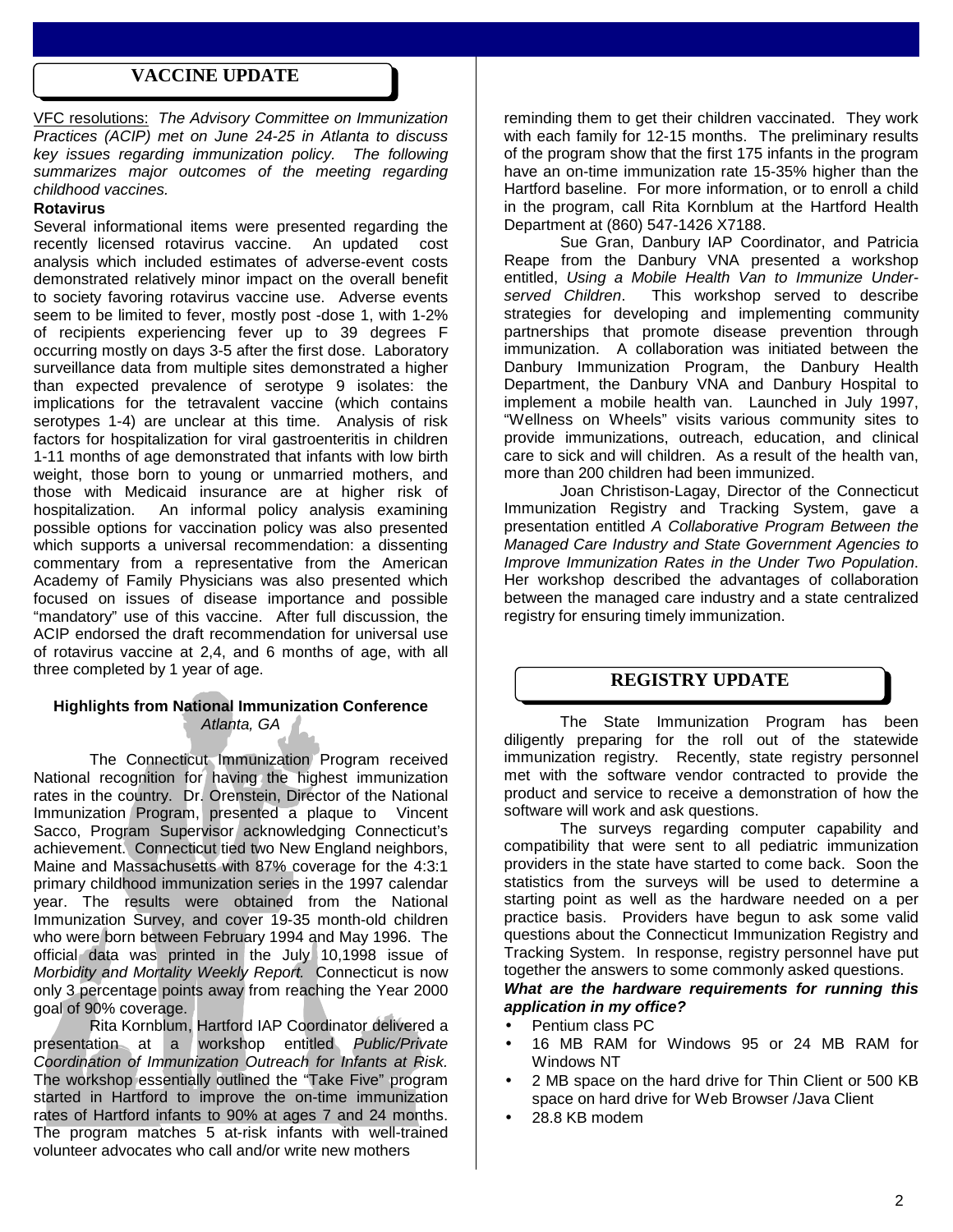## VACCINE UPDATE

VFC resolutions: *The Advisory Committee on Immunization Practices (ACIP) met on June 24-25 in Atlanta to discuss key issues regarding immunization policy. The following summarizes major outcomes of the meeting regarding childhood vaccines.*

**Rotavirus**

Several informational items were presented regarding the recently licensed rotavirus vaccine. An updated cost analysis which included estimates of adverse-event costs demonstrated relatively minor impact on the overall benefit to society favoring rotavirus vaccine use. Adverse events seem to be limited to fever, mostly post -dose 1, with 1-2% of recipients experiencing fever up to 39 degrees F occurring mostly on days 3-5 after the first dose. Laboratory surveillance data from multiple sites demonstrated a higher than expected prevalence of serotype 9 isolates: the implications for the tetravalent vaccine (which contains serotypes 1-4) are unclear at this time. Analysis of risk factors for hospitalization for viral gastroenteritis in children 1-11 months of age demonstrated that infants with low birth weight, those born to young or unmarried mothers, and those with Medicaid insurance are at higher risk of hospitalization. An informal policy analysis examining possible options for vaccination policy was also presented which supports a universal recommendation: a dissenting commentary from a representative from the American Academy of Family Physicians was also presented which focused on issues of disease importance and possible "mandatory" use of this vaccine. After full discussion, the ACIP endorsed the draft recommendation for universal use of rotavirus vaccine at 2,4, and 6 months of age, with all three completed by 1 year of age.

**Highlights from National Immunization Conference**
*Atlanta, GA*

The Connecticut Immunization Program received National recognition for having the highest immunization rates in the country. Dr. Orenstein, Director of the National Immunization Program, presented a plaque to Vincent Sacco, Program Supervisor acknowledging Connecticut's achievement. Connecticut tied two New England neighbors, Maine and Massachusetts with 87% coverage for the 4:3:1 primary childhood immunization series in the 1997 calendar year. The results were obtained from the National Immunization Survey, and cover 19-35 month-old children who were born between February 1994 and May 1996. The official data was printed in the July 10,1998 issue of *Morbidity and Mortality Weekly Report.* Connecticut is now only 3 percentage points away from reaching the Year 2000 goal of 90% coverage.

Rita Kornblum, Hartford IAP Coordinator delivered a presentation at a workshop entitled *Public/Private Coordination of Immunization Outreach for Infants at Risk.* The workshop essentially outlined the "Take Five" program started in Hartford to improve the on-time immunization rates of Hartford infants to 90% at ages 7 and 24 months. The program matches 5 at-risk infants with well-trained volunteer advocates who call and/or write new mothers reminding them to get their children vaccinated. They work with each family for 12-15 months. The preliminary results of the program show that the first 175 infants in the program have an on-time immunization rate 15-35% higher than the Hartford baseline. For more information, or to enroll a child in the program, call Rita Kornblum at the Hartford Health Department at (860) 547-1426 X7188.

Sue Gran, Danbury IAP Coordinator, and Patricia Reape from the Danbury VNA presented a workshop entitled, *Using a Mobile Health Van to Immunize Under-served Children*. This workshop served to describe strategies for developing and implementing community partnerships that promote disease prevention through immunization. A collaboration was initiated between the Danbury Immunization Program, the Danbury Health Department, the Danbury VNA and Danbury Hospital to implement a mobile health van. Launched in July 1997, "Wellness on Wheels" visits various community sites to provide immunizations, outreach, education, and clinical care to sick and will children. As a result of the health van, more than 200 children had been immunized.

Joan Christison-Lagay, Director of the Connecticut Immunization Registry and Tracking System, gave a presentation entitled *A Collaborative Program Between the Managed Care Industry and State Government Agencies to Improve Immunization Rates in the Under Two Population*. Her workshop described the advantages of collaboration between the managed care industry and a state centralized registry for ensuring timely immunization.

## REGISTRY UPDATE

The State Immunization Program has been diligently preparing for the roll out of the statewide immunization registry. Recently, state registry personnel met with the software vendor contracted to provide the product and service to receive a demonstration of how the software will work and ask questions.

The surveys regarding computer capability and compatibility that were sent to all pediatric immunization providers in the state have started to come back. Soon the statistics from the surveys will be used to determine a starting point as well as the hardware needed on a per practice basis. Providers have begun to ask some valid questions about the Connecticut Immunization Registry and Tracking System. In response, registry personnel have put together the answers to some commonly asked questions.

***What are the hardware requirements for running this application in my office?***

- Pentium class PC
- 16 MB RAM for Windows 95 or 24 MB RAM for Windows NT
- 2 MB space on the hard drive for Thin Client or 500 KB space on hard drive for Web Browser /Java Client
- 28.8 KB modem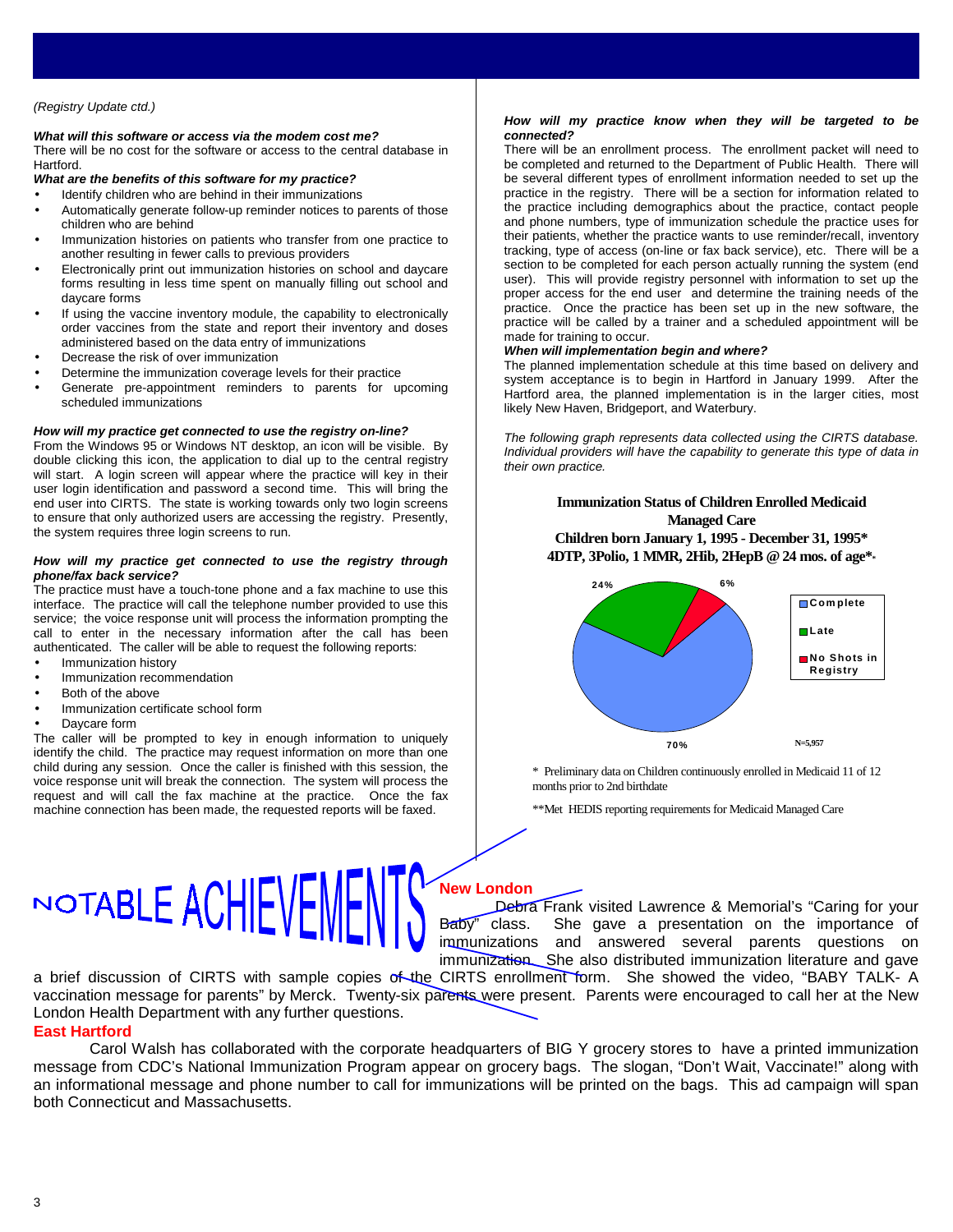*(Registry Update ctd.)*

***What will this software or access via the modem cost me?***

There will be no cost for the software or access to the central database in Hartford.

***What are the benefits of this software for my practice?***

- Identify children who are behind in their immunizations
- Automatically generate follow-up reminder notices to parents of those children who are behind
- Immunization histories on patients who transfer from one practice to another resulting in fewer calls to previous providers
- Electronically print out immunization histories on school and daycare forms resulting in less time spent on manually filling out school and daycare forms
- If using the vaccine inventory module, the capability to electronically order vaccines from the state and report their inventory and doses administered based on the data entry of immunizations
- Decrease the risk of over immunization
- Determine the immunization coverage levels for their practice
- Generate pre-appointment reminders to parents for upcoming scheduled immunizations

***How will my practice get connected to use the registry on-line?***

From the Windows 95 or Windows NT desktop, an icon will be visible. By double clicking this icon, the application to dial up to the central registry will start. A login screen will appear where the practice will key in their user login identification and password a second time. This will bring the end user into CIRTS. The state is working towards only two login screens to ensure that only authorized users are accessing the registry. Presently, the system requires three login screens to run.

***How will my practice get connected to use the registry through phone/fax back service?***

The practice must have a touch-tone phone and a fax machine to use this interface. The practice will call the telephone number provided to use this service; the voice response unit will process the information prompting the call to enter in the necessary information after the call has been authenticated. The caller will be able to request the following reports:

- Immunization history
- Immunization recommendation
- Both of the above
- Immunization certificate school form
- Daycare form

The caller will be prompted to key in enough information to uniquely identify the child. The practice may request information on more than one child during any session. Once the caller is finished with this session, the voice response unit will break the connection. The system will process the request and will call the fax machine at the practice. Once the fax machine connection has been made, the requested reports will be faxed.

***How will my practice know when they will be targeted to be connected?***

There will be an enrollment process. The enrollment packet will need to be completed and returned to the Department of Public Health. There will be several different types of enrollment information needed to set up the practice in the registry. There will be a section for information related to the practice including demographics about the practice, contact people and phone numbers, type of immunization schedule the practice uses for their patients, whether the practice wants to use reminder/recall, inventory tracking, type of access (on-line or fax back service), etc. There will be a section to be completed for each person actually running the system (end user). This will provide registry personnel with information to set up the proper access for the end user and determine the training needs of the practice. Once the practice has been set up in the new software, the practice will be called by a trainer and a scheduled appointment will be made for training to occur.

***When will implementation begin and where?***

The planned implementation schedule at this time based on delivery and system acceptance is to begin in Hartford in January 1999. After the Hartford area, the planned implementation is in the larger cities, most likely New Haven, Bridgeport, and Waterbury.

*The following graph represents data collected using the CIRTS database. Individual providers will have the capability to generate this type of data in their own practice.*

**Immunization Status of Children Enrolled Medicaid Managed Care**
**Children born January 1, 1995 - December 31, 1995***
**4DTP, 3Polio, 1 MMR, 2Hib, 2HepB @ 24 mos. of age***

| Status | Percent |
|---|---|
| Complete | 70% |
| Late | 24% |
| No Shots in Registry | 6% |

N=5,957

\* Preliminary data on Children continuously enrolled in Medicaid 11 of 12 months prior to 2nd birthdate

**Met HEDIS reporting requirements for Medicaid Managed Care

# NOTABLE ACHIEVEMENTS

**New London**

Debra Frank visited Lawrence & Memorial's "Caring for your Baby" class. She gave a presentation on the importance of immunizations and answered several parents questions on immunization. She also distributed immunization literature and gave a brief discussion of CIRTS with sample copies of the CIRTS enrollment form. She showed the video, "BABY TALK- A vaccination message for parents" by Merck. Twenty-six parents were present. Parents were encouraged to call her at the New London Health Department with any further questions.

**East Hartford**

Carol Walsh has collaborated with the corporate headquarters of BIG Y grocery stores to have a printed immunization message from CDC's National Immunization Program appear on grocery bags. The slogan, "Don't Wait, Vaccinate!" along with an informational message and phone number to call for immunizations will be printed on the bags. This ad campaign will span both Connecticut and Massachusetts.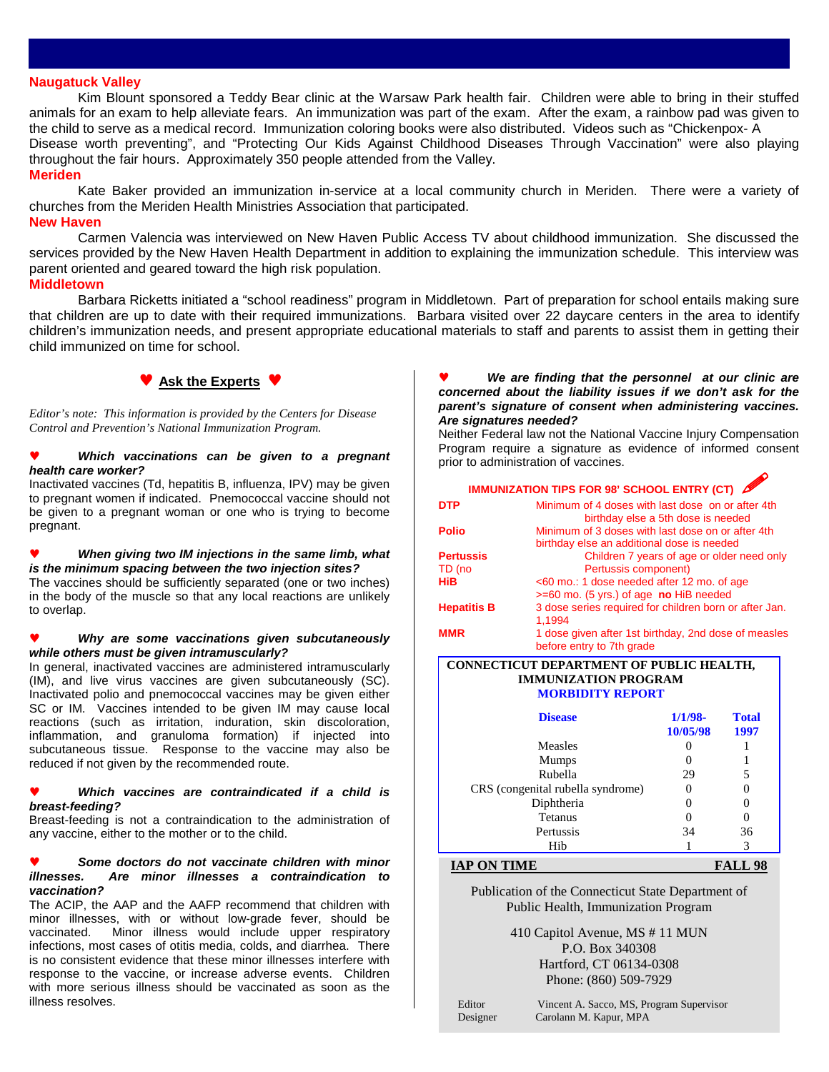### Naugatuck Valley

Kim Blount sponsored a Teddy Bear clinic at the Warsaw Park health fair. Children were able to bring in their stuffed animals for an exam to help alleviate fears. An immunization was part of the exam. After the exam, a rainbow pad was given to the child to serve as a medical record. Immunization coloring books were also distributed. Videos such as "Chickenpox- A Disease worth preventing", and "Protecting Our Kids Against Childhood Diseases Through Vaccination" were also playing throughout the fair hours. Approximately 350 people attended from the Valley.

### Meriden

Kate Baker provided an immunization in-service at a local community church in Meriden. There were a variety of churches from the Meriden Health Ministries Association that participated.

### New Haven

Carmen Valencia was interviewed on New Haven Public Access TV about childhood immunization. She discussed the services provided by the New Haven Health Department in addition to explaining the immunization schedule. This interview was parent oriented and geared toward the high risk population.

### Middletown

Barbara Ricketts initiated a "school readiness" program in Middletown. Part of preparation for school entails making sure that children are up to date with their required immunizations. Barbara visited over 22 daycare centers in the area to identify children's immunization needs, and present appropriate educational materials to staff and parents to assist them in getting their child immunized on time for school.

## ♥ Ask the Experts ♥

*Editor's note: This information is provided by the Centers for Disease Control and Prevention's National Immunization Program.*

♥ ***Which vaccinations can be given to a pregnant health care worker?***

Inactivated vaccines (Td, hepatitis B, influenza, IPV) may be given to pregnant women if indicated. Pnemococcal vaccine should not be given to a pregnant woman or one who is trying to become pregnant.

♥ ***When giving two IM injections in the same limb, what is the minimum spacing between the two injection sites?***

The vaccines should be sufficiently separated (one or two inches) in the body of the muscle so that any local reactions are unlikely to overlap.

♥ ***Why are some vaccinations given subcutaneously while others must be given intramuscularly?***

In general, inactivated vaccines are administered intramuscularly (IM), and live virus vaccines are given subcutaneously (SC). Inactivated polio and pnemococcal vaccines may be given either SC or IM. Vaccines intended to be given IM may cause local reactions (such as irritation, induration, skin discoloration, inflammation, and granuloma formation) if injected into subcutaneous tissue. Response to the vaccine may also be reduced if not given by the recommended route.

♥ ***Which vaccines are contraindicated if a child is breast-feeding?***

Breast-feeding is not a contraindication to the administration of any vaccine, either to the mother or to the child.

♥ ***Some doctors do not vaccinate children with minor illnesses. Are minor illnesses a contraindication to vaccination?***

The ACIP, the AAP and the AAFP recommend that children with minor illnesses, with or without low-grade fever, should be vaccinated. Minor illness would include upper respiratory infections, most cases of otitis media, colds, and diarrhea. There is no consistent evidence that these minor illnesses interfere with response to the vaccine, or increase adverse events. Children with more serious illness should be vaccinated as soon as the illness resolves.

♥ ***We are finding that the personnel at our clinic are concerned about the liability issues if we don't ask for the parent's signature of consent when administering vaccines. Are signatures needed?***

Neither Federal law not the National Vaccine Injury Compensation Program require a signature as evidence of informed consent prior to administration of vaccines.

### IMMUNIZATION TIPS FOR 98' SCHOOL ENTRY (CT)

| | |
|---|---|
| **DTP** | Minimum of 4 doses with last dose on or after 4th birthday else a 5th dose is needed |
| **Polio** | Minimum of 3 doses with last dose on or after 4th birthday else an additional dose is needed |
| **Pertussis** TD (no Pertussis component) | Children 7 years of age or older need only |
| **HiB** | <60 mo.: 1 dose needed after 12 mo. of age<br>>=60 mo. (5 yrs.) of age **no** HiB needed |
| **Hepatitis B** | 3 dose series required for children born or after Jan. 1,1994 |
| **MMR** | 1 dose given after 1st birthday, 2nd dose of measles before entry to 7th grade |

**CONNECTICUT DEPARTMENT OF PUBLIC HEALTH, IMMUNIZATION PROGRAM**
**MORBIDITY REPORT**

| Disease | 1/1/98-10/05/98 | Total 1997 |
|---|---|---|
| Measles | 0 | 1 |
| Mumps | 0 | 1 |
| Rubella | 29 | 5 |
| CRS (congenital rubella syndrome) | 0 | 0 |
| Diphtheria | 0 | 0 |
| Tetanus | 0 | 0 |
| Pertussis | 34 | 36 |
| Hib | 1 | 3 |

**IAP ON TIME** **FALL 98**

Publication of the Connecticut State Department of Public Health, Immunization Program

410 Capitol Avenue, MS # 11 MUN
P.O. Box 340308
Hartford, CT 06134-0308
Phone: (860) 509-7929

Editor: Vincent A. Sacco, MS, Program Supervisor
Designer: Carolann M. Kapur, MPA